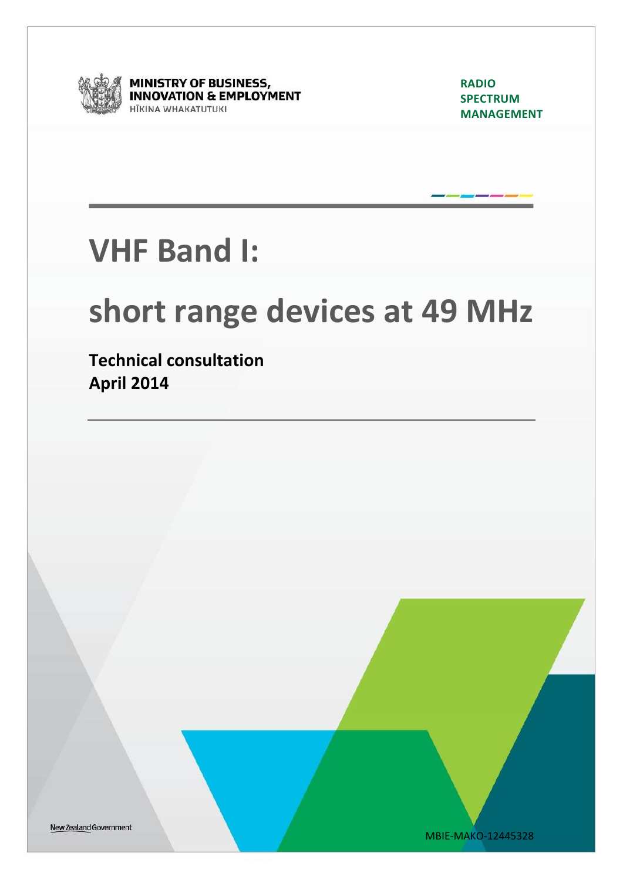MINISTRY OF BUSINESS, INNOVATION & EMPLOYMENT
HĪKINA WHAKATUTUKI

RADIO SPECTRUM MANAGEMENT

# VHF Band I:

# short range devices at 49 MHz

**Technical consultation**
**April 2014**

New Zealand Government

MBIE-MAKO-12445328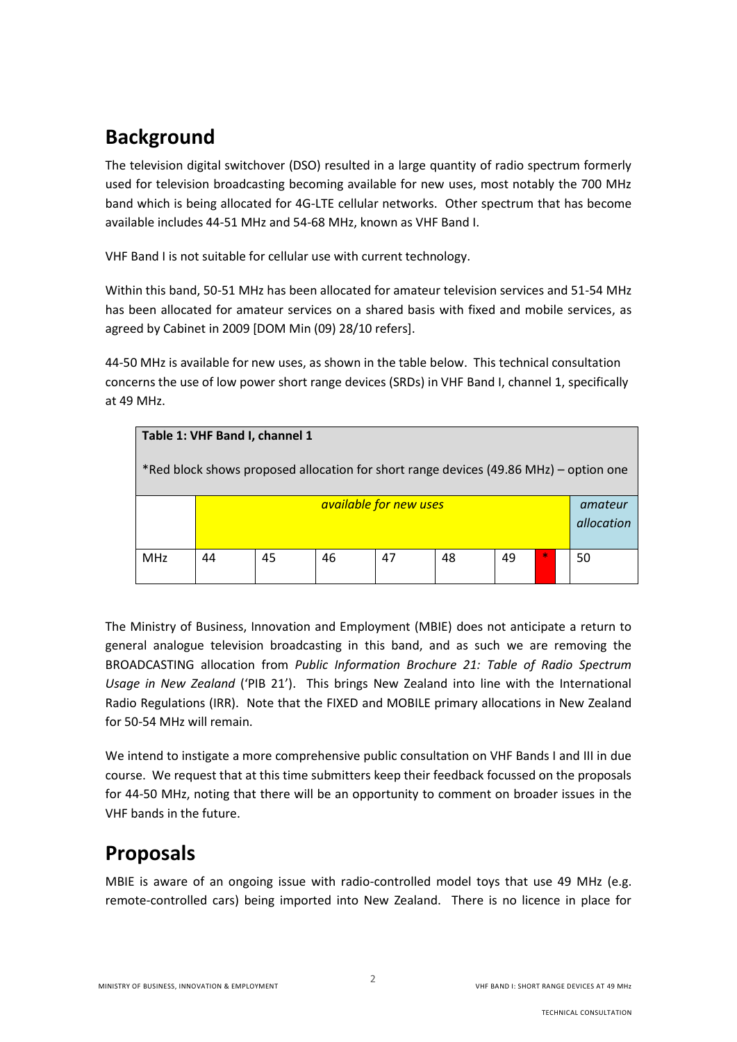## Background

The television digital switchover (DSO) resulted in a large quantity of radio spectrum formerly used for television broadcasting becoming available for new uses, most notably the 700 MHz band which is being allocated for 4G-LTE cellular networks. Other spectrum that has become available includes 44-51 MHz and 54-68 MHz, known as VHF Band I.

VHF Band I is not suitable for cellular use with current technology.

Within this band, 50-51 MHz has been allocated for amateur television services and 51-54 MHz has been allocated for amateur services on a shared basis with fixed and mobile services, as agreed by Cabinet in 2009 [DOM Min (09) 28/10 refers].

44-50 MHz is available for new uses, as shown in the table below. This technical consultation concerns the use of low power short range devices (SRDs) in VHF Band I, channel 1, specifically at 49 MHz.

**Table 1: VHF Band I, channel 1**

*Red block shows proposed allocation for short range devices (49.86 MHz) – option one

| | *available for new uses* | | | | | | | | *amateur allocation* |
|---|---|---|---|---|---|---|---|---|---|
| MHz | 44 | 45 | 46 | 47 | 48 | 49 | * | | 50 |

The Ministry of Business, Innovation and Employment (MBIE) does not anticipate a return to general analogue television broadcasting in this band, and as such we are removing the BROADCASTING allocation from *Public Information Brochure 21: Table of Radio Spectrum Usage in New Zealand* ('PIB 21'). This brings New Zealand into line with the International Radio Regulations (IRR). Note that the FIXED and MOBILE primary allocations in New Zealand for 50-54 MHz will remain.

We intend to instigate a more comprehensive public consultation on VHF Bands I and III in due course. We request that at this time submitters keep their feedback focussed on the proposals for 44-50 MHz, noting that there will be an opportunity to comment on broader issues in the VHF bands in the future.

## Proposals

MBIE is aware of an ongoing issue with radio-controlled model toys that use 49 MHz (e.g. remote-controlled cars) being imported into New Zealand. There is no licence in place for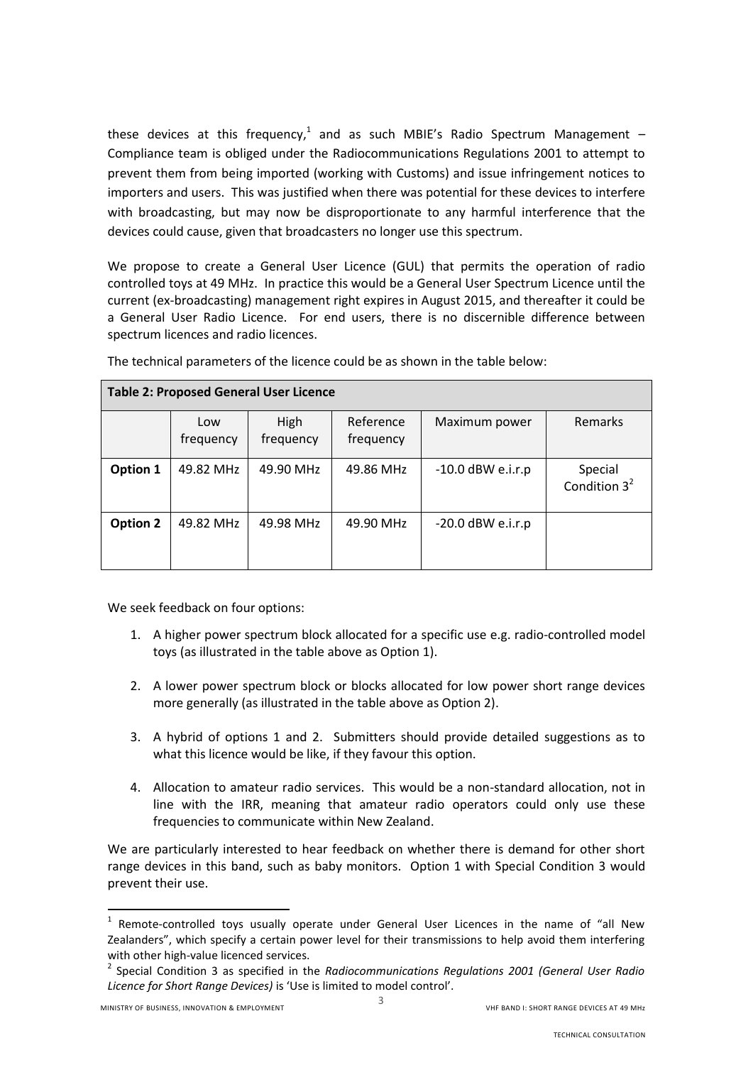these devices at this frequency,[1] and as such MBIE's Radio Spectrum Management – Compliance team is obliged under the Radiocommunications Regulations 2001 to attempt to prevent them from being imported (working with Customs) and issue infringement notices to importers and users. This was justified when there was potential for these devices to interfere with broadcasting, but may now be disproportionate to any harmful interference that the devices could cause, given that broadcasters no longer use this spectrum.

We propose to create a General User Licence (GUL) that permits the operation of radio controlled toys at 49 MHz. In practice this would be a General User Spectrum Licence until the current (ex-broadcasting) management right expires in August 2015, and thereafter it could be a General User Radio Licence. For end users, there is no discernible difference between spectrum licences and radio licences.

The technical parameters of the licence could be as shown in the table below:

**Table 2: Proposed General User Licence**

| | Low frequency | High frequency | Reference frequency | Maximum power | Remarks |
|---|---|---|---|---|---|
| **Option 1** | 49.82 MHz | 49.90 MHz | 49.86 MHz | -10.0 dBW e.i.r.p | Special Condition 3[2] |
| **Option 2** | 49.82 MHz | 49.98 MHz | 49.90 MHz | -20.0 dBW e.i.r.p | |

We seek feedback on four options:

1. A higher power spectrum block allocated for a specific use e.g. radio-controlled model toys (as illustrated in the table above as Option 1).

2. A lower power spectrum block or blocks allocated for low power short range devices more generally (as illustrated in the table above as Option 2).

3. A hybrid of options 1 and 2. Submitters should provide detailed suggestions as to what this licence would be like, if they favour this option.

4. Allocation to amateur radio services. This would be a non-standard allocation, not in line with the IRR, meaning that amateur radio operators could only use these frequencies to communicate within New Zealand.

We are particularly interested to hear feedback on whether there is demand for other short range devices in this band, such as baby monitors. Option 1 with Special Condition 3 would prevent their use.

---

[1] Remote-controlled toys usually operate under General User Licences in the name of "all New Zealanders", which specify a certain power level for their transmissions to help avoid them interfering with other high-value licenced services.

[2] Special Condition 3 as specified in the *Radiocommunications Regulations 2001 (General User Radio Licence for Short Range Devices)* is 'Use is limited to model control'.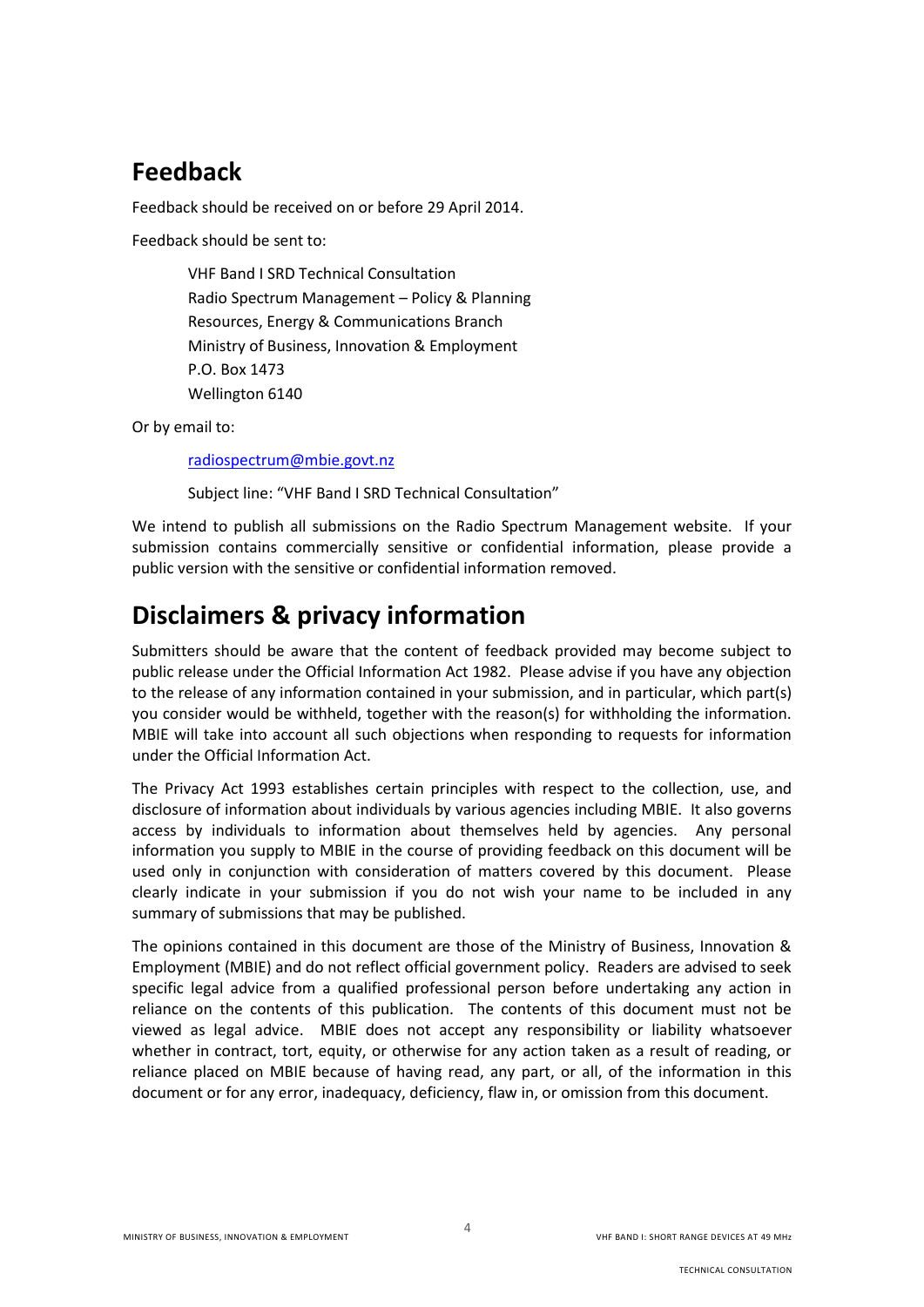## Feedback

Feedback should be received on or before 29 April 2014.

Feedback should be sent to:

VHF Band I SRD Technical Consultation
Radio Spectrum Management – Policy & Planning
Resources, Energy & Communications Branch
Ministry of Business, Innovation & Employment
P.O. Box 1473
Wellington 6140

Or by email to:

radiospectrum@mbie.govt.nz

Subject line: "VHF Band I SRD Technical Consultation"

We intend to publish all submissions on the Radio Spectrum Management website. If your submission contains commercially sensitive or confidential information, please provide a public version with the sensitive or confidential information removed.

## Disclaimers & privacy information

Submitters should be aware that the content of feedback provided may become subject to public release under the Official Information Act 1982. Please advise if you have any objection to the release of any information contained in your submission, and in particular, which part(s) you consider would be withheld, together with the reason(s) for withholding the information. MBIE will take into account all such objections when responding to requests for information under the Official Information Act.

The Privacy Act 1993 establishes certain principles with respect to the collection, use, and disclosure of information about individuals by various agencies including MBIE. It also governs access by individuals to information about themselves held by agencies. Any personal information you supply to MBIE in the course of providing feedback on this document will be used only in conjunction with consideration of matters covered by this document. Please clearly indicate in your submission if you do not wish your name to be included in any summary of submissions that may be published.

The opinions contained in this document are those of the Ministry of Business, Innovation & Employment (MBIE) and do not reflect official government policy. Readers are advised to seek specific legal advice from a qualified professional person before undertaking any action in reliance on the contents of this publication. The contents of this document must not be viewed as legal advice. MBIE does not accept any responsibility or liability whatsoever whether in contract, tort, equity, or otherwise for any action taken as a result of reading, or reliance placed on MBIE because of having read, any part, or all, of the information in this document or for any error, inadequacy, deficiency, flaw in, or omission from this document.